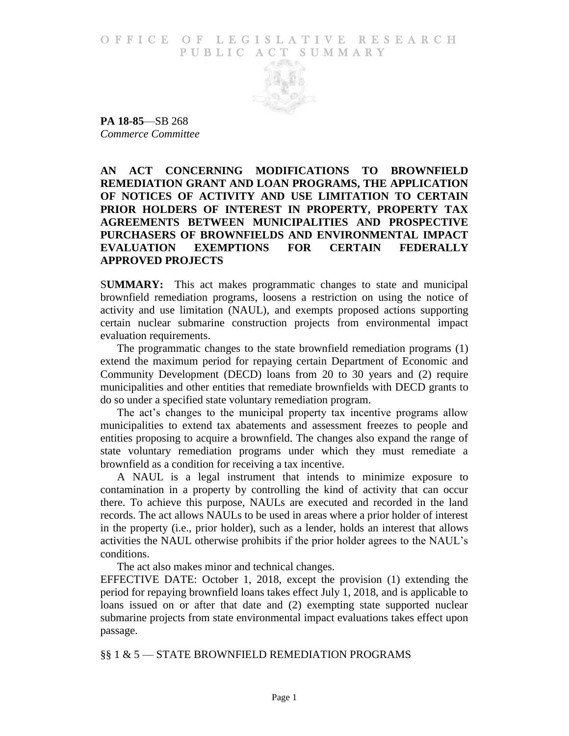# OFFICE OF LEGISLATIVE RESEARCH PUBLIC ACT SUMMARY

**PA 18-85**—SB 268
*Commerce Committee*

## AN ACT CONCERNING MODIFICATIONS TO BROWNFIELD REMEDIATION GRANT AND LOAN PROGRAMS, THE APPLICATION OF NOTICES OF ACTIVITY AND USE LIMITATION TO CERTAIN PRIOR HOLDERS OF INTEREST IN PROPERTY, PROPERTY TAX AGREEMENTS BETWEEN MUNICIPALITIES AND PROSPECTIVE PURCHASERS OF BROWNFIELDS AND ENVIRONMENTAL IMPACT EVALUATION EXEMPTIONS FOR CERTAIN FEDERALLY APPROVED PROJECTS

S**UMMARY:** This act makes programmatic changes to state and municipal brownfield remediation programs, loosens a restriction on using the notice of activity and use limitation (NAUL), and exempts proposed actions supporting certain nuclear submarine construction projects from environmental impact evaluation requirements.

The programmatic changes to the state brownfield remediation programs (1) extend the maximum period for repaying certain Department of Economic and Community Development (DECD) loans from 20 to 30 years and (2) require municipalities and other entities that remediate brownfields with DECD grants to do so under a specified state voluntary remediation program.

The act's changes to the municipal property tax incentive programs allow municipalities to extend tax abatements and assessment freezes to people and entities proposing to acquire a brownfield. The changes also expand the range of state voluntary remediation programs under which they must remediate a brownfield as a condition for receiving a tax incentive.

A NAUL is a legal instrument that intends to minimize exposure to contamination in a property by controlling the kind of activity that can occur there. To achieve this purpose, NAULs are executed and recorded in the land records. The act allows NAULs to be used in areas where a prior holder of interest in the property (i.e., prior holder), such as a lender, holds an interest that allows activities the NAUL otherwise prohibits if the prior holder agrees to the NAUL's conditions.

The act also makes minor and technical changes.

EFFECTIVE DATE: October 1, 2018, except the provision (1) extending the period for repaying brownfield loans takes effect July 1, 2018, and is applicable to loans issued on or after that date and (2) exempting state supported nuclear submarine projects from state environmental impact evaluations takes effect upon passage.

## §§ 1 & 5 — STATE BROWNFIELD REMEDIATION PROGRAMS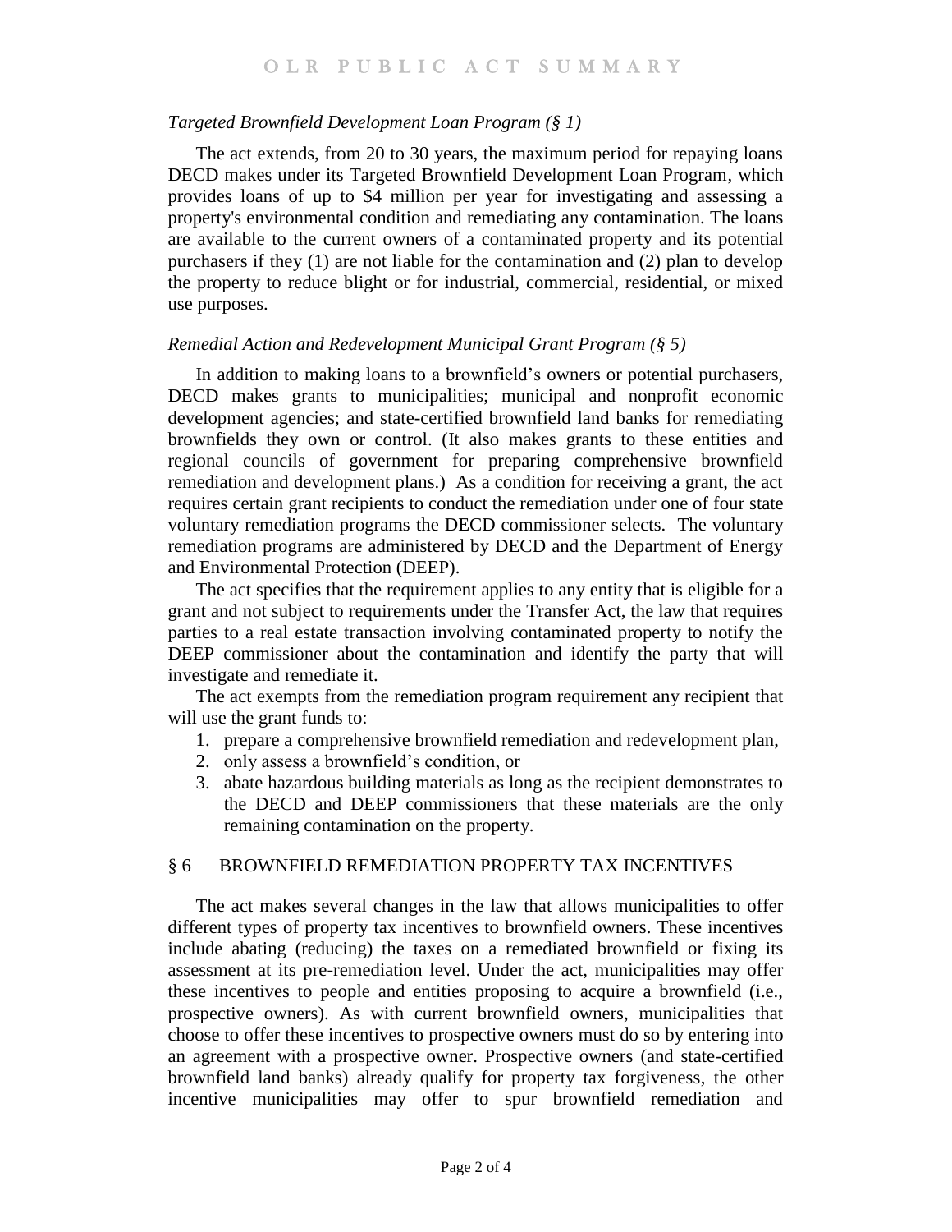### *Targeted Brownfield Development Loan Program (§ 1)*

The act extends, from 20 to 30 years, the maximum period for repaying loans DECD makes under its Targeted Brownfield Development Loan Program, which provides loans of up to $4 million per year for investigating and assessing a property's environmental condition and remediating any contamination. The loans are available to the current owners of a contaminated property and its potential purchasers if they (1) are not liable for the contamination and (2) plan to develop the property to reduce blight or for industrial, commercial, residential, or mixed use purposes.

### *Remedial Action and Redevelopment Municipal Grant Program (§ 5)*

In addition to making loans to a brownfield's owners or potential purchasers, DECD makes grants to municipalities; municipal and nonprofit economic development agencies; and state-certified brownfield land banks for remediating brownfields they own or control. (It also makes grants to these entities and regional councils of government for preparing comprehensive brownfield remediation and development plans.) As a condition for receiving a grant, the act requires certain grant recipients to conduct the remediation under one of four state voluntary remediation programs the DECD commissioner selects. The voluntary remediation programs are administered by DECD and the Department of Energy and Environmental Protection (DEEP).

The act specifies that the requirement applies to any entity that is eligible for a grant and not subject to requirements under the Transfer Act, the law that requires parties to a real estate transaction involving contaminated property to notify the DEEP commissioner about the contamination and identify the party that will investigate and remediate it.

The act exempts from the remediation program requirement any recipient that will use the grant funds to:

1. prepare a comprehensive brownfield remediation and redevelopment plan,
2. only assess a brownfield's condition, or
3. abate hazardous building materials as long as the recipient demonstrates to the DECD and DEEP commissioners that these materials are the only remaining contamination on the property.

## § 6 — BROWNFIELD REMEDIATION PROPERTY TAX INCENTIVES

The act makes several changes in the law that allows municipalities to offer different types of property tax incentives to brownfield owners. These incentives include abating (reducing) the taxes on a remediated brownfield or fixing its assessment at its pre-remediation level. Under the act, municipalities may offer these incentives to people and entities proposing to acquire a brownfield (i.e., prospective owners). As with current brownfield owners, municipalities that choose to offer these incentives to prospective owners must do so by entering into an agreement with a prospective owner. Prospective owners (and state-certified brownfield land banks) already qualify for property tax forgiveness, the other incentive municipalities may offer to spur brownfield remediation and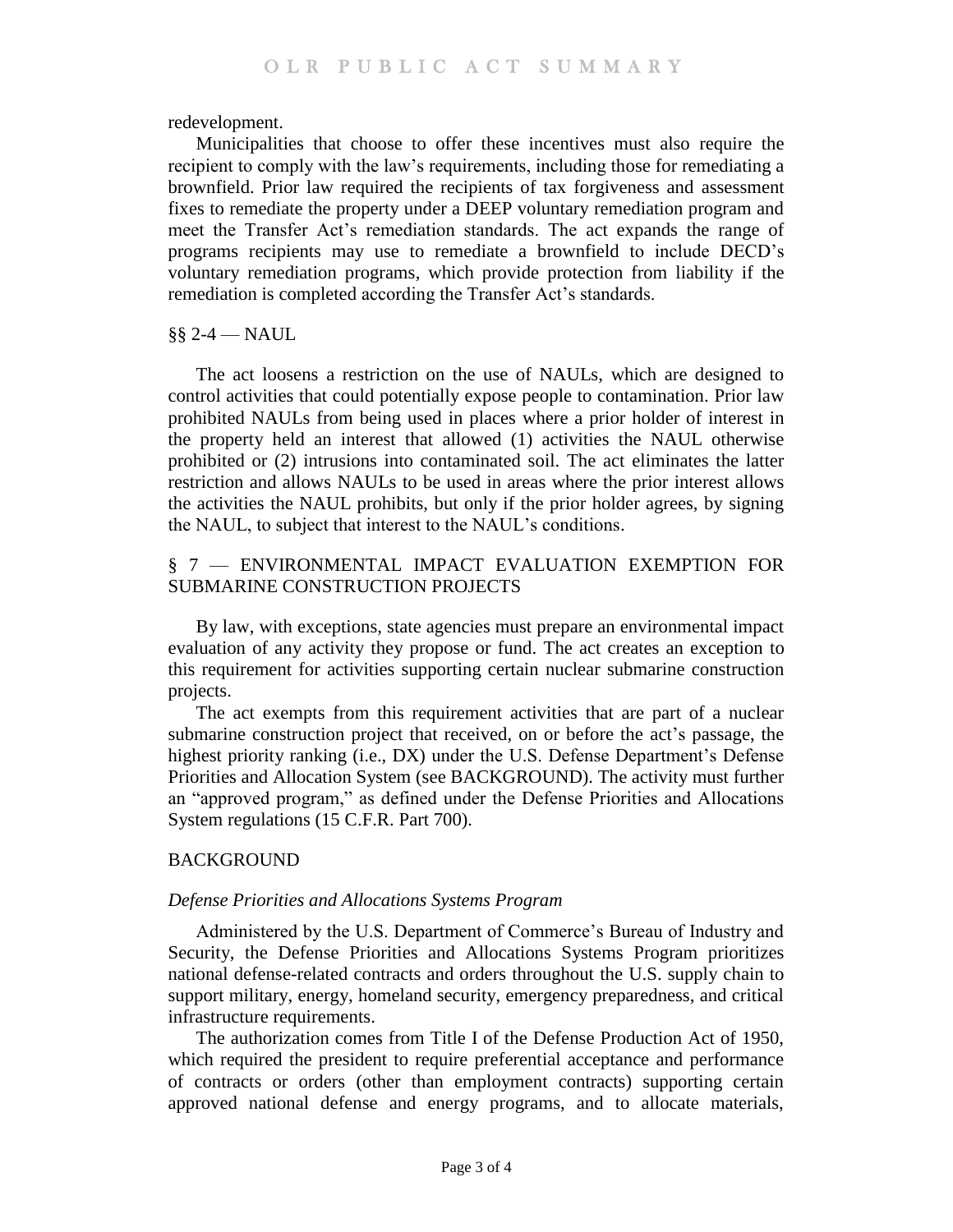redevelopment.

Municipalities that choose to offer these incentives must also require the recipient to comply with the law's requirements, including those for remediating a brownfield. Prior law required the recipients of tax forgiveness and assessment fixes to remediate the property under a DEEP voluntary remediation program and meet the Transfer Act's remediation standards. The act expands the range of programs recipients may use to remediate a brownfield to include DECD's voluntary remediation programs, which provide protection from liability if the remediation is completed according the Transfer Act's standards.

## §§ 2-4 — NAUL

The act loosens a restriction on the use of NAULs, which are designed to control activities that could potentially expose people to contamination. Prior law prohibited NAULs from being used in places where a prior holder of interest in the property held an interest that allowed (1) activities the NAUL otherwise prohibited or (2) intrusions into contaminated soil. The act eliminates the latter restriction and allows NAULs to be used in areas where the prior interest allows the activities the NAUL prohibits, but only if the prior holder agrees, by signing the NAUL, to subject that interest to the NAUL's conditions.

## § 7 — ENVIRONMENTAL IMPACT EVALUATION EXEMPTION FOR SUBMARINE CONSTRUCTION PROJECTS

By law, with exceptions, state agencies must prepare an environmental impact evaluation of any activity they propose or fund. The act creates an exception to this requirement for activities supporting certain nuclear submarine construction projects.

The act exempts from this requirement activities that are part of a nuclear submarine construction project that received, on or before the act's passage, the highest priority ranking (i.e., DX) under the U.S. Defense Department's Defense Priorities and Allocation System (see BACKGROUND). The activity must further an "approved program," as defined under the Defense Priorities and Allocations System regulations (15 C.F.R. Part 700).

## BACKGROUND

### *Defense Priorities and Allocations Systems Program*

Administered by the U.S. Department of Commerce's Bureau of Industry and Security, the Defense Priorities and Allocations Systems Program prioritizes national defense-related contracts and orders throughout the U.S. supply chain to support military, energy, homeland security, emergency preparedness, and critical infrastructure requirements.

The authorization comes from Title I of the Defense Production Act of 1950, which required the president to require preferential acceptance and performance of contracts or orders (other than employment contracts) supporting certain approved national defense and energy programs, and to allocate materials,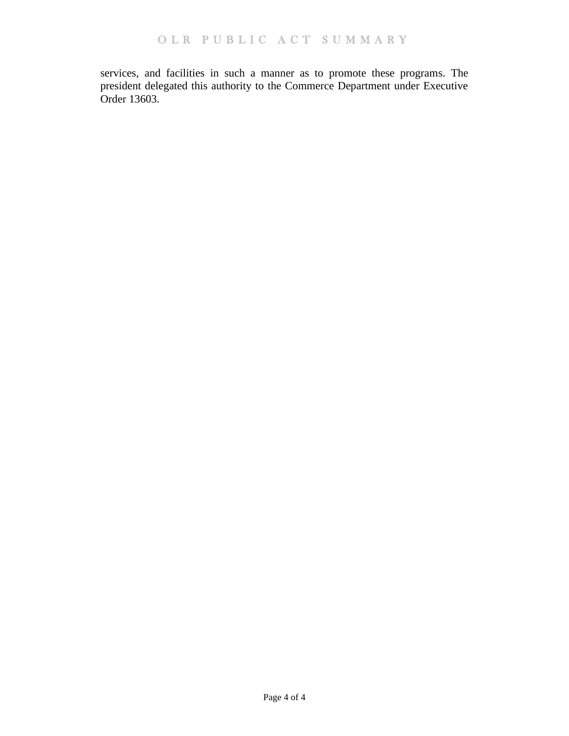services, and facilities in such a manner as to promote these programs. The president delegated this authority to the Commerce Department under Executive Order 13603.